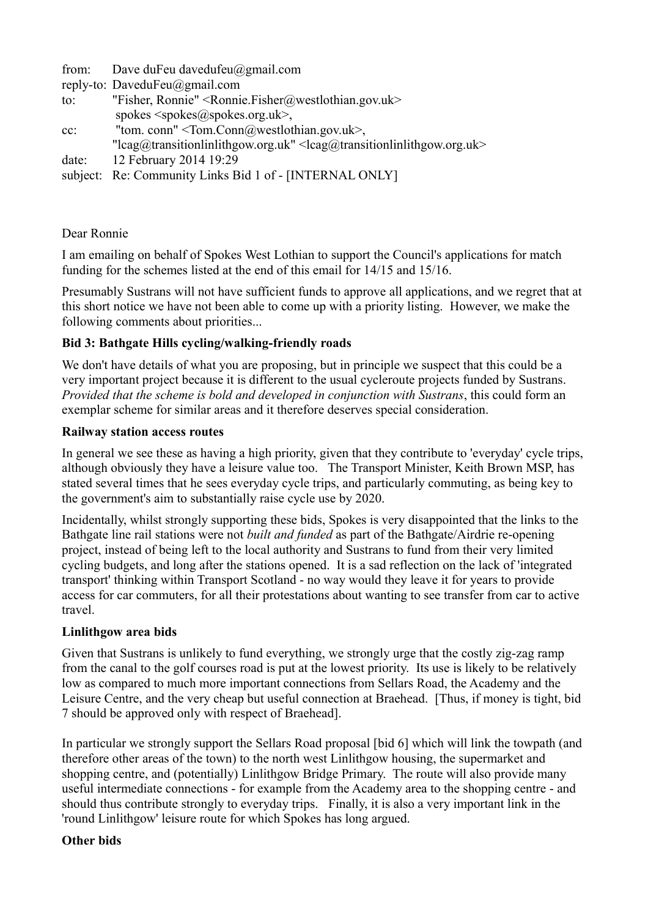from: Dave duFeu davedufeu@gmail.com
reply-to: DaveduFeu@gmail.com
to: "Fisher, Ronnie" <Ronnie.Fisher@westlothian.gov.uk>
 spokes <spokes@spokes.org.uk>,
cc: "tom. conn" <Tom.Conn@westlothian.gov.uk>,
 "lcag@transitionlinlithgow.org.uk" <lcag@transitionlinlithgow.org.uk>
date: 12 February 2014 19:29
subject: Re: Community Links Bid 1 of - [INTERNAL ONLY]

Dear Ronnie

I am emailing on behalf of Spokes West Lothian to support the Council's applications for match funding for the schemes listed at the end of this email for 14/15 and 15/16.

Presumably Sustrans will not have sufficient funds to approve all applications, and we regret that at this short notice we have not been able to come up with a priority listing. However, we make the following comments about priorities...

**Bid 3: Bathgate Hills cycling/walking-friendly roads**

We don't have details of what you are proposing, but in principle we suspect that this could be a very important project because it is different to the usual cycleroute projects funded by Sustrans. *Provided that the scheme is bold and developed in conjunction with Sustrans*, this could form an exemplar scheme for similar areas and it therefore deserves special consideration.

**Railway station access routes**

In general we see these as having a high priority, given that they contribute to 'everyday' cycle trips, although obviously they have a leisure value too. The Transport Minister, Keith Brown MSP, has stated several times that he sees everyday cycle trips, and particularly commuting, as being key to the government's aim to substantially raise cycle use by 2020.

Incidentally, whilst strongly supporting these bids, Spokes is very disappointed that the links to the Bathgate line rail stations were not *built and funded* as part of the Bathgate/Airdrie re-opening project, instead of being left to the local authority and Sustrans to fund from their very limited cycling budgets, and long after the stations opened. It is a sad reflection on the lack of 'integrated transport' thinking within Transport Scotland - no way would they leave it for years to provide access for car commuters, for all their protestations about wanting to see transfer from car to active travel.

**Linlithgow area bids**

Given that Sustrans is unlikely to fund everything, we strongly urge that the costly zig-zag ramp from the canal to the golf courses road is put at the lowest priority. Its use is likely to be relatively low as compared to much more important connections from Sellars Road, the Academy and the Leisure Centre, and the very cheap but useful connection at Braehead. [Thus, if money is tight, bid 7 should be approved only with respect of Braehead].

In particular we strongly support the Sellars Road proposal [bid 6] which will link the towpath (and therefore other areas of the town) to the north west Linlithgow housing, the supermarket and shopping centre, and (potentially) Linlithgow Bridge Primary. The route will also provide many useful intermediate connections - for example from the Academy area to the shopping centre - and should thus contribute strongly to everyday trips. Finally, it is also a very important link in the 'round Linlithgow' leisure route for which Spokes has long argued.

**Other bids**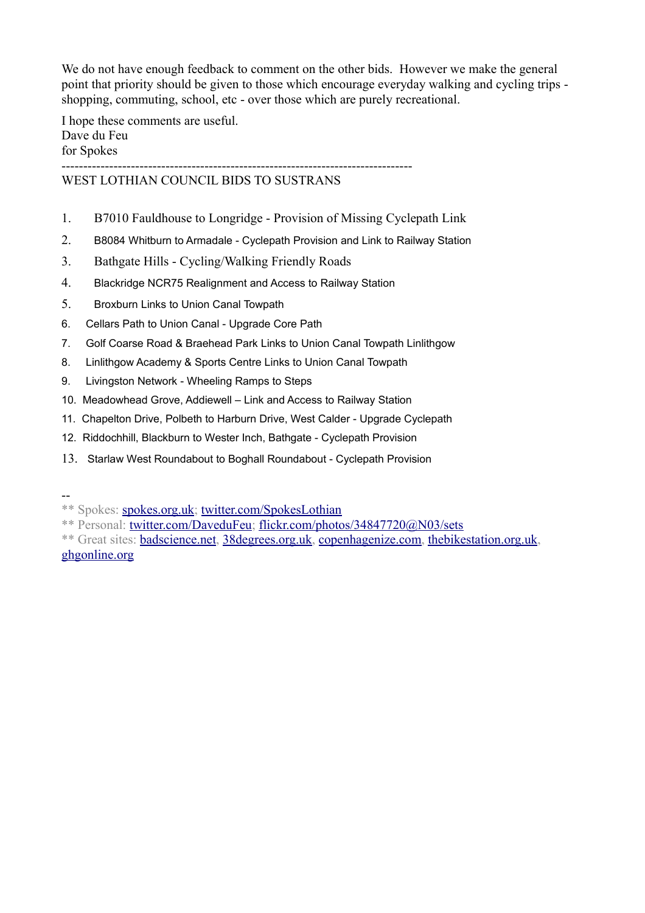We do not have enough feedback to comment on the other bids. However we make the general point that priority should be given to those which encourage everyday walking and cycling trips - shopping, commuting, school, etc - over those which are purely recreational.

I hope these comments are useful.
Dave du Feu
for Spokes

---------------------------------------------------------------------------------

WEST LOTHIAN COUNCIL BIDS TO SUSTRANS

1. B7010 Fauldhouse to Longridge - Provision of Missing Cyclepath Link
2. B8084 Whitburn to Armadale - Cyclepath Provision and Link to Railway Station
3. Bathgate Hills - Cycling/Walking Friendly Roads
4. Blackridge NCR75 Realignment and Access to Railway Station
5. Broxburn Links to Union Canal Towpath
6. Cellars Path to Union Canal - Upgrade Core Path
7. Golf Coarse Road & Braehead Park Links to Union Canal Towpath Linlithgow
8. Linlithgow Academy & Sports Centre Links to Union Canal Towpath
9. Livingston Network - Wheeling Ramps to Steps
10. Meadowhead Grove, Addiewell – Link and Access to Railway Station
11. Chapelton Drive, Polbeth to Harburn Drive, West Calder - Upgrade Cyclepath
12. Riddochhill, Blackburn to Wester Inch, Bathgate - Cyclepath Provision
13. Starlaw West Roundabout to Boghall Roundabout - Cyclepath Provision

--

** Spokes: spokes.org.uk; twitter.com/SpokesLothian

** Personal: twitter.com/DaveduFeu; flickr.com/photos/34847720@N03/sets

** Great sites: badscience.net, 38degrees.org.uk, copenhagenize.com, thebikestation.org.uk, ghgonline.org